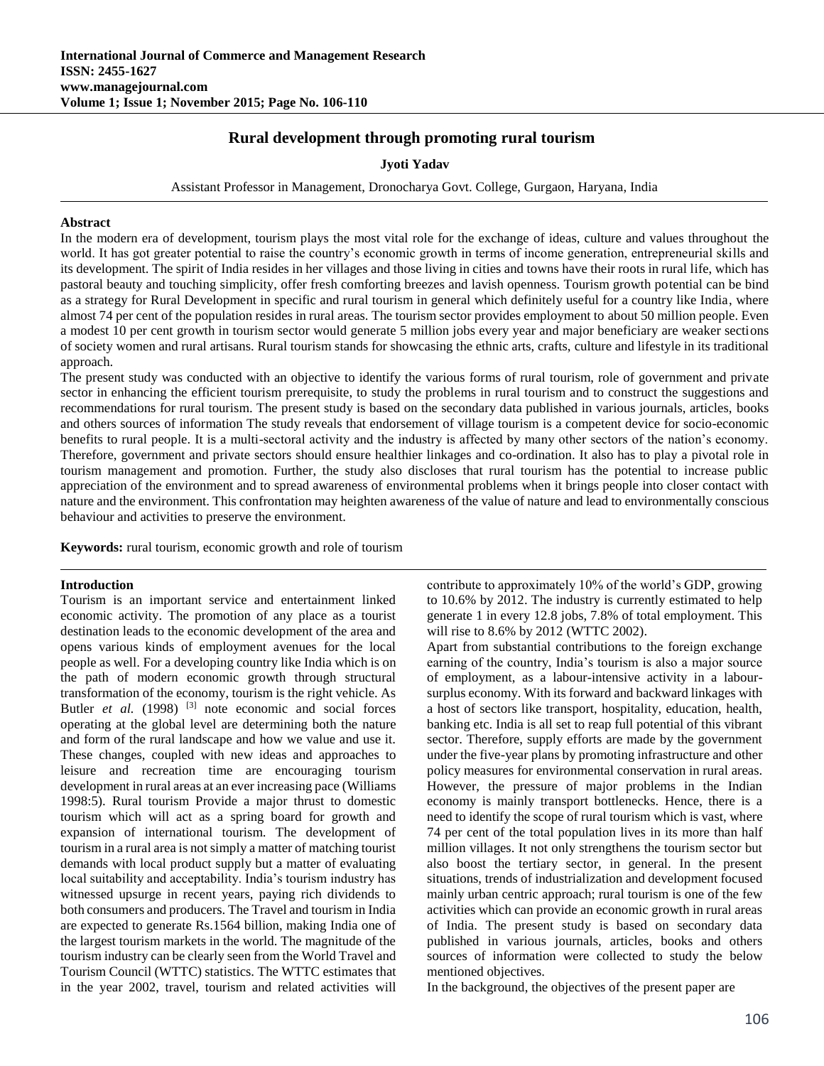# Rural development through promoting rural tourism

**Jyoti Yadav**

Assistant Professor in Management, Dronocharya Govt. College, Gurgaon, Haryana, India

## Abstract

In the modern era of development, tourism plays the most vital role for the exchange of ideas, culture and values throughout the world. It has got greater potential to raise the country's economic growth in terms of income generation, entrepreneurial skills and its development. The spirit of India resides in her villages and those living in cities and towns have their roots in rural life, which has pastoral beauty and touching simplicity, offer fresh comforting breezes and lavish openness. Tourism growth potential can be bind as a strategy for Rural Development in specific and rural tourism in general which definitely useful for a country like India, where almost 74 per cent of the population resides in rural areas. The tourism sector provides employment to about 50 million people. Even a modest 10 per cent growth in tourism sector would generate 5 million jobs every year and major beneficiary are weaker sections of society women and rural artisans. Rural tourism stands for showcasing the ethnic arts, crafts, culture and lifestyle in its traditional approach.

The present study was conducted with an objective to identify the various forms of rural tourism, role of government and private sector in enhancing the efficient tourism prerequisite, to study the problems in rural tourism and to construct the suggestions and recommendations for rural tourism. The present study is based on the secondary data published in various journals, articles, books and others sources of information The study reveals that endorsement of village tourism is a competent device for socio-economic benefits to rural people. It is a multi-sectoral activity and the industry is affected by many other sectors of the nation's economy. Therefore, government and private sectors should ensure healthier linkages and co-ordination. It also has to play a pivotal role in tourism management and promotion. Further, the study also discloses that rural tourism has the potential to increase public appreciation of the environment and to spread awareness of environmental problems when it brings people into closer contact with nature and the environment. This confrontation may heighten awareness of the value of nature and lead to environmentally conscious behaviour and activities to preserve the environment.

**Keywords:** rural tourism, economic growth and role of tourism

## Introduction

Tourism is an important service and entertainment linked economic activity. The promotion of any place as a tourist destination leads to the economic development of the area and opens various kinds of employment avenues for the local people as well. For a developing country like India which is on the path of modern economic growth through structural transformation of the economy, tourism is the right vehicle. As Butler *et al.* (1998) [3] note economic and social forces operating at the global level are determining both the nature and form of the rural landscape and how we value and use it. These changes, coupled with new ideas and approaches to leisure and recreation time are encouraging tourism development in rural areas at an ever increasing pace (Williams 1998:5). Rural tourism Provide a major thrust to domestic tourism which will act as a spring board for growth and expansion of international tourism. The development of tourism in a rural area is not simply a matter of matching tourist demands with local product supply but a matter of evaluating local suitability and acceptability. India's tourism industry has witnessed upsurge in recent years, paying rich dividends to both consumers and producers. The Travel and tourism in India are expected to generate Rs.1564 billion, making India one of the largest tourism markets in the world. The magnitude of the tourism industry can be clearly seen from the World Travel and Tourism Council (WTTC) statistics. The WTTC estimates that in the year 2002, travel, tourism and related activities will contribute to approximately 10% of the world's GDP, growing to 10.6% by 2012. The industry is currently estimated to help generate 1 in every 12.8 jobs, 7.8% of total employment. This will rise to 8.6% by 2012 (WTTC 2002).

Apart from substantial contributions to the foreign exchange earning of the country, India's tourism is also a major source of employment, as a labour-intensive activity in a labour-surplus economy. With its forward and backward linkages with a host of sectors like transport, hospitality, education, health, banking etc. India is all set to reap full potential of this vibrant sector. Therefore, supply efforts are made by the government under the five-year plans by promoting infrastructure and other policy measures for environmental conservation in rural areas. However, the pressure of major problems in the Indian economy is mainly transport bottlenecks. Hence, there is a need to identify the scope of rural tourism which is vast, where 74 per cent of the total population lives in its more than half million villages. It not only strengthens the tourism sector but also boost the tertiary sector, in general. In the present situations, trends of industrialization and development focused mainly urban centric approach; rural tourism is one of the few activities which can provide an economic growth in rural areas of India. The present study is based on secondary data published in various journals, articles, books and others sources of information were collected to study the below mentioned objectives.

In the background, the objectives of the present paper are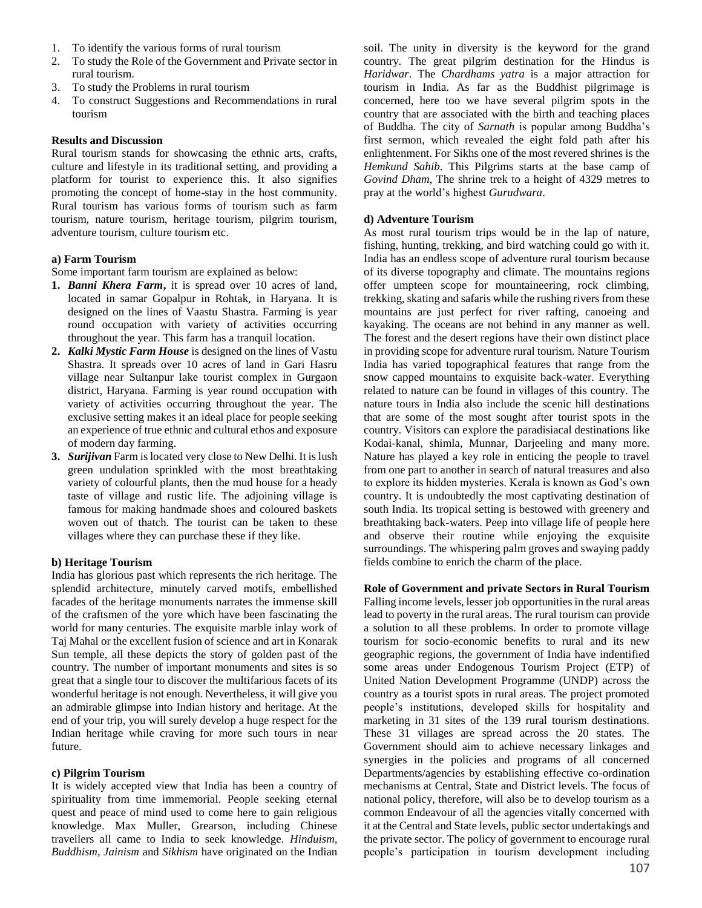1. To identify the various forms of rural tourism
2. To study the Role of the Government and Private sector in rural tourism.
3. To study the Problems in rural tourism
4. To construct Suggestions and Recommendations in rural tourism

**Results and Discussion**

Rural tourism stands for showcasing the ethnic arts, crafts, culture and lifestyle in its traditional setting, and providing a platform for tourist to experience this. It also signifies promoting the concept of home-stay in the host community. Rural tourism has various forms of tourism such as farm tourism, nature tourism, heritage tourism, pilgrim tourism, adventure tourism, culture tourism etc.

**a) Farm Tourism**

Some important farm tourism are explained as below:

1. ***Banni Khera Farm*****,** it is spread over 10 acres of land, located in samar Gopalpur in Rohtak, in Haryana. It is designed on the lines of Vaastu Shastra. Farming is year round occupation with variety of activities occurring throughout the year. This farm has a tranquil location.
2. ***Kalki Mystic Farm House*** is designed on the lines of Vastu Shastra. It spreads over 10 acres of land in Gari Hasru village near Sultanpur lake tourist complex in Gurgaon district, Haryana. Farming is year round occupation with variety of activities occurring throughout the year. The exclusive setting makes it an ideal place for people seeking an experience of true ethnic and cultural ethos and exposure of modern day farming.
3. ***Surijivan*** Farm is located very close to New Delhi. It is lush green undulation sprinkled with the most breathtaking variety of colourful plants, then the mud house for a heady taste of village and rustic life. The adjoining village is famous for making handmade shoes and coloured baskets woven out of thatch. The tourist can be taken to these villages where they can purchase these if they like.

**b) Heritage Tourism**

India has glorious past which represents the rich heritage. The splendid architecture, minutely carved motifs, embellished facades of the heritage monuments narrates the immense skill of the craftsmen of the yore which have been fascinating the world for many centuries. The exquisite marble inlay work of Taj Mahal or the excellent fusion of science and art in Konarak Sun temple, all these depicts the story of golden past of the country. The number of important monuments and sites is so great that a single tour to discover the multifarious facets of its wonderful heritage is not enough. Nevertheless, it will give you an admirable glimpse into Indian history and heritage. At the end of your trip, you will surely develop a huge respect for the Indian heritage while craving for more such tours in near future.

**c) Pilgrim Tourism**

It is widely accepted view that India has been a country of spirituality from time immemorial. People seeking eternal quest and peace of mind used to come here to gain religious knowledge. Max Muller, Grearson, including Chinese travellers all came to India to seek knowledge. *Hinduism, Buddhism, Jainism* and *Sikhism* have originated on the Indian soil. The unity in diversity is the keyword for the grand country. The great pilgrim destination for the Hindus is *Haridwar*. The *Chardhams yatra* is a major attraction for tourism in India. As far as the Buddhist pilgrimage is concerned, here too we have several pilgrim spots in the country that are associated with the birth and teaching places of Buddha. The city of *Sarnath* is popular among Buddha's first sermon, which revealed the eight fold path after his enlightenment. For Sikhs one of the most revered shrines is the *Hemkund Sahib*. This Pilgrims starts at the base camp of *Govind Dham,* The shrine trek to a height of 4329 metres to pray at the world's highest *Gurudwara*.

**d) Adventure Tourism**

As most rural tourism trips would be in the lap of nature, fishing, hunting, trekking, and bird watching could go with it. India has an endless scope of adventure rural tourism because of its diverse topography and climate. The mountains regions offer umpteen scope for mountaineering, rock climbing, trekking, skating and safaris while the rushing rivers from these mountains are just perfect for river rafting, canoeing and kayaking. The oceans are not behind in any manner as well. The forest and the desert regions have their own distinct place in providing scope for adventure rural tourism. Nature Tourism India has varied topographical features that range from the snow capped mountains to exquisite back-water. Everything related to nature can be found in villages of this country. The nature tours in India also include the scenic hill destinations that are some of the most sought after tourist spots in the country. Visitors can explore the paradisiacal destinations like Kodai-kanal, shimla, Munnar, Darjeeling and many more. Nature has played a key role in enticing the people to travel from one part to another in search of natural treasures and also to explore its hidden mysteries. Kerala is known as God's own country. It is undoubtedly the most captivating destination of south India. Its tropical setting is bestowed with greenery and breathtaking back-waters. Peep into village life of people here and observe their routine while enjoying the exquisite surroundings. The whispering palm groves and swaying paddy fields combine to enrich the charm of the place.

**Role of Government and private Sectors in Rural Tourism**

Falling income levels, lesser job opportunities in the rural areas lead to poverty in the rural areas. The rural tourism can provide a solution to all these problems. In order to promote village tourism for socio-economic benefits to rural and its new geographic regions, the government of India have indentified some areas under Endogenous Tourism Project (ETP) of United Nation Development Programme (UNDP) across the country as a tourist spots in rural areas. The project promoted people's institutions, developed skills for hospitality and marketing in 31 sites of the 139 rural tourism destinations. These 31 villages are spread across the 20 states. The Government should aim to achieve necessary linkages and synergies in the policies and programs of all concerned Departments/agencies by establishing effective co-ordination mechanisms at Central, State and District levels. The focus of national policy, therefore, will also be to develop tourism as a common Endeavour of all the agencies vitally concerned with it at the Central and State levels, public sector undertakings and the private sector. The policy of government to encourage rural people's participation in tourism development including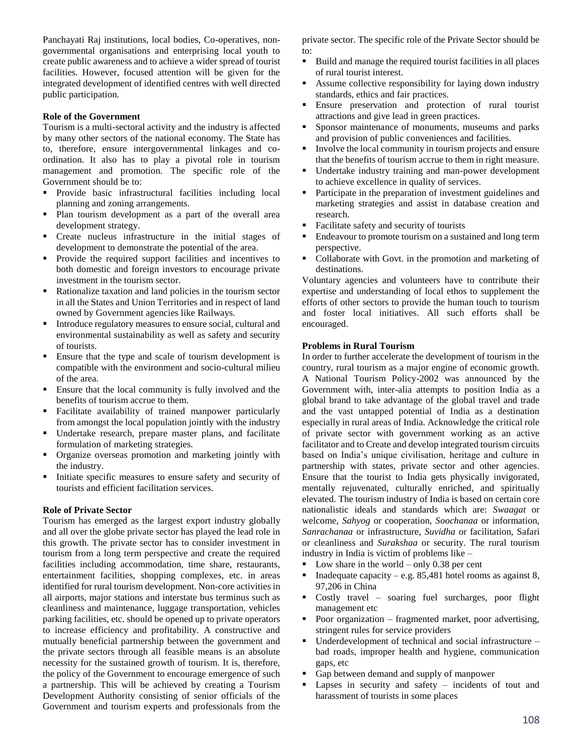Panchayati Raj institutions, local bodies, Co-operatives, non-governmental organisations and enterprising local youth to create public awareness and to achieve a wider spread of tourist facilities. However, focused attention will be given for the integrated development of identified centres with well directed public participation.

**Role of the Government**

Tourism is a multi-sectoral activity and the industry is affected by many other sectors of the national economy. The State has to, therefore, ensure intergovernmental linkages and co-ordination. It also has to play a pivotal role in tourism management and promotion. The specific role of the Government should be to:

- Provide basic infrastructural facilities including local planning and zoning arrangements.
- Plan tourism development as a part of the overall area development strategy.
- Create nucleus infrastructure in the initial stages of development to demonstrate the potential of the area.
- Provide the required support facilities and incentives to both domestic and foreign investors to encourage private investment in the tourism sector.
- Rationalize taxation and land policies in the tourism sector in all the States and Union Territories and in respect of land owned by Government agencies like Railways.
- Introduce regulatory measures to ensure social, cultural and environmental sustainability as well as safety and security of tourists.
- Ensure that the type and scale of tourism development is compatible with the environment and socio-cultural milieu of the area.
- Ensure that the local community is fully involved and the benefits of tourism accrue to them.
- Facilitate availability of trained manpower particularly from amongst the local population jointly with the industry
- Undertake research, prepare master plans, and facilitate formulation of marketing strategies.
- Organize overseas promotion and marketing jointly with the industry.
- Initiate specific measures to ensure safety and security of tourists and efficient facilitation services.

**Role of Private Sector**

Tourism has emerged as the largest export industry globally and all over the globe private sector has played the lead role in this growth. The private sector has to consider investment in tourism from a long term perspective and create the required facilities including accommodation, time share, restaurants, entertainment facilities, shopping complexes, etc. in areas identified for rural tourism development. Non-core activities in all airports, major stations and interstate bus terminus such as cleanliness and maintenance, luggage transportation, vehicles parking facilities, etc. should be opened up to private operators to increase efficiency and profitability. A constructive and mutually beneficial partnership between the government and the private sectors through all feasible means is an absolute necessity for the sustained growth of tourism. It is, therefore, the policy of the Government to encourage emergence of such a partnership. This will be achieved by creating a Tourism Development Authority consisting of senior officials of the Government and tourism experts and professionals from the private sector. The specific role of the Private Sector should be to:

- Build and manage the required tourist facilities in all places of rural tourist interest.
- Assume collective responsibility for laying down industry standards, ethics and fair practices.
- Ensure preservation and protection of rural tourist attractions and give lead in green practices.
- Sponsor maintenance of monuments, museums and parks and provision of public conveniences and facilities.
- Involve the local community in tourism projects and ensure that the benefits of tourism accrue to them in right measure.
- Undertake industry training and man-power development to achieve excellence in quality of services.
- Participate in the preparation of investment guidelines and marketing strategies and assist in database creation and research.
- Facilitate safety and security of tourists
- Endeavour to promote tourism on a sustained and long term perspective.
- Collaborate with Govt. in the promotion and marketing of destinations.

Voluntary agencies and volunteers have to contribute their expertise and understanding of local ethos to supplement the efforts of other sectors to provide the human touch to tourism and foster local initiatives. All such efforts shall be encouraged.

**Problems in Rural Tourism**

In order to further accelerate the development of tourism in the country, rural tourism as a major engine of economic growth. A National Tourism Policy-2002 was announced by the Government with, inter-alia attempts to position India as a global brand to take advantage of the global travel and trade and the vast untapped potential of India as a destination especially in rural areas of India. Acknowledge the critical role of private sector with government working as an active facilitator and to Create and develop integrated tourism circuits based on India's unique civilisation, heritage and culture in partnership with states, private sector and other agencies. Ensure that the tourist to India gets physically invigorated, mentally rejuvenated, culturally enriched, and spiritually elevated. The tourism industry of India is based on certain core nationalistic ideals and standards which are: *Swaagat* or welcome, *Sahyog* or cooperation, *Soochanaa* or information, *Sanrachanaa* or infrastructure, *Suvidha* or facilitation, Safari or cleanliness and *Surakshaa* or security. The rural tourism industry in India is victim of problems like –

- Low share in the world – only 0.38 per cent
- Inadequate capacity – e.g. 85,481 hotel rooms as against 8, 97,206 in China
- Costly travel – soaring fuel surcharges, poor flight management etc
- Poor organization – fragmented market, poor advertising, stringent rules for service providers
- Underdevelopment of technical and social infrastructure – bad roads, improper health and hygiene, communication gaps, etc
- Gap between demand and supply of manpower
- Lapses in security and safety – incidents of tout and harassment of tourists in some places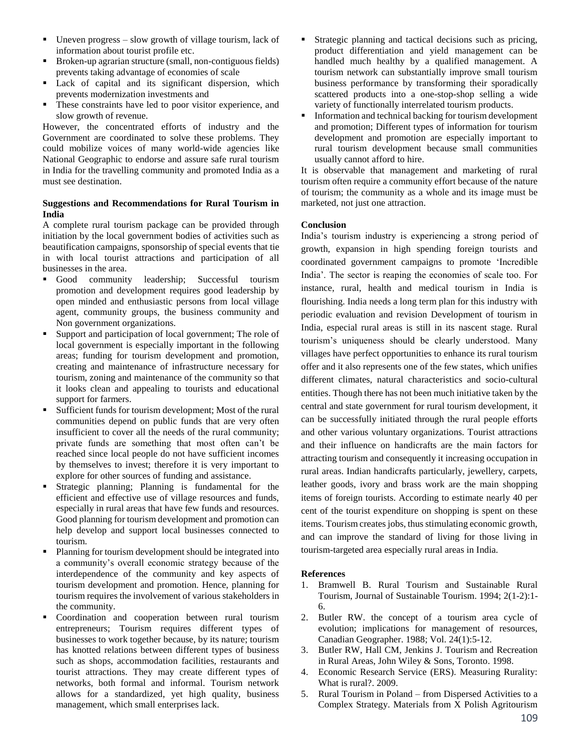- Uneven progress – slow growth of village tourism, lack of information about tourist profile etc.
- Broken-up agrarian structure (small, non-contiguous fields) prevents taking advantage of economies of scale
- Lack of capital and its significant dispersion, which prevents modernization investments and
- These constraints have led to poor visitor experience, and slow growth of revenue.

However, the concentrated efforts of industry and the Government are coordinated to solve these problems. They could mobilize voices of many world-wide agencies like National Geographic to endorse and assure safe rural tourism in India for the travelling community and promoted India as a must see destination.

**Suggestions and Recommendations for Rural Tourism in India**

A complete rural tourism package can be provided through initiation by the local government bodies of activities such as beautification campaigns, sponsorship of special events that tie in with local tourist attractions and participation of all businesses in the area.

- Good community leadership; Successful tourism promotion and development requires good leadership by open minded and enthusiastic persons from local village agent, community groups, the business community and Non government organizations.
- Support and participation of local government; The role of local government is especially important in the following areas; funding for tourism development and promotion, creating and maintenance of infrastructure necessary for tourism, zoning and maintenance of the community so that it looks clean and appealing to tourists and educational support for farmers.
- Sufficient funds for tourism development; Most of the rural communities depend on public funds that are very often insufficient to cover all the needs of the rural community; private funds are something that most often can't be reached since local people do not have sufficient incomes by themselves to invest; therefore it is very important to explore for other sources of funding and assistance.
- Strategic planning; Planning is fundamental for the efficient and effective use of village resources and funds, especially in rural areas that have few funds and resources. Good planning for tourism development and promotion can help develop and support local businesses connected to tourism.
- Planning for tourism development should be integrated into a community's overall economic strategy because of the interdependence of the community and key aspects of tourism development and promotion. Hence, planning for tourism requires the involvement of various stakeholders in the community.
- Coordination and cooperation between rural tourism entrepreneurs; Tourism requires different types of businesses to work together because, by its nature; tourism has knotted relations between different types of business such as shops, accommodation facilities, restaurants and tourist attractions. They may create different types of networks, both formal and informal. Tourism network allows for a standardized, yet high quality, business management, which small enterprises lack.
- Strategic planning and tactical decisions such as pricing, product differentiation and yield management can be handled much healthy by a qualified management. A tourism network can substantially improve small tourism business performance by transforming their sporadically scattered products into a one-stop-shop selling a wide variety of functionally interrelated tourism products.
- Information and technical backing for tourism development and promotion; Different types of information for tourism development and promotion are especially important to rural tourism development because small communities usually cannot afford to hire.

It is observable that management and marketing of rural tourism often require a community effort because of the nature of tourism; the community as a whole and its image must be marketed, not just one attraction.

**Conclusion**

India's tourism industry is experiencing a strong period of growth, expansion in high spending foreign tourists and coordinated government campaigns to promote 'Incredible India'. The sector is reaping the economies of scale too. For instance, rural, health and medical tourism in India is flourishing. India needs a long term plan for this industry with periodic evaluation and revision Development of tourism in India, especial rural areas is still in its nascent stage. Rural tourism's uniqueness should be clearly understood. Many villages have perfect opportunities to enhance its rural tourism offer and it also represents one of the few states, which unifies different climates, natural characteristics and socio-cultural entities. Though there has not been much initiative taken by the central and state government for rural tourism development, it can be successfully initiated through the rural people efforts and other various voluntary organizations. Tourist attractions and their influence on handicrafts are the main factors for attracting tourism and consequently it increasing occupation in rural areas. Indian handicrafts particularly, jewellery, carpets, leather goods, ivory and brass work are the main shopping items of foreign tourists. According to estimate nearly 40 per cent of the tourist expenditure on shopping is spent on these items. Tourism creates jobs, thus stimulating economic growth, and can improve the standard of living for those living in tourism-targeted area especially rural areas in India.

**References**

1. Bramwell B. Rural Tourism and Sustainable Rural Tourism, Journal of Sustainable Tourism. 1994; 2(1-2):1-6.
2. Butler RW. the concept of a tourism area cycle of evolution; implications for management of resources, Canadian Geographer. 1988; Vol. 24(1):5-12.
3. Butler RW, Hall CM, Jenkins J. Tourism and Recreation in Rural Areas, John Wiley & Sons, Toronto. 1998.
4. Economic Research Service (ERS). Measuring Rurality: What is rural?. 2009.
5. Rural Tourism in Poland – from Dispersed Activities to a Complex Strategy. Materials from X Polish Agritourism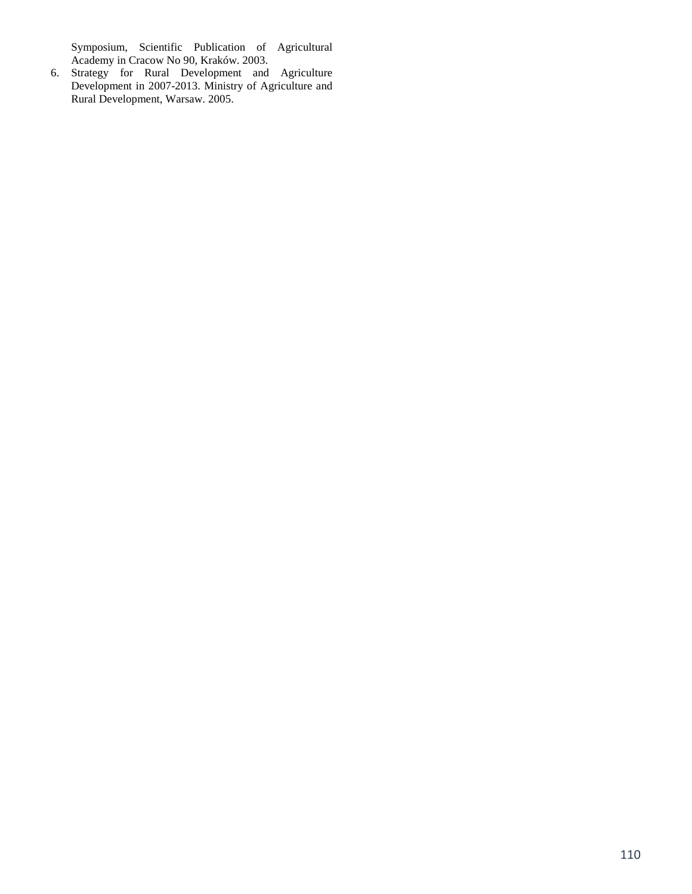Symposium, Scientific Publication of Agricultural Academy in Cracow No 90, Kraków. 2003.

6. Strategy for Rural Development and Agriculture Development in 2007-2013. Ministry of Agriculture and Rural Development, Warsaw. 2005.